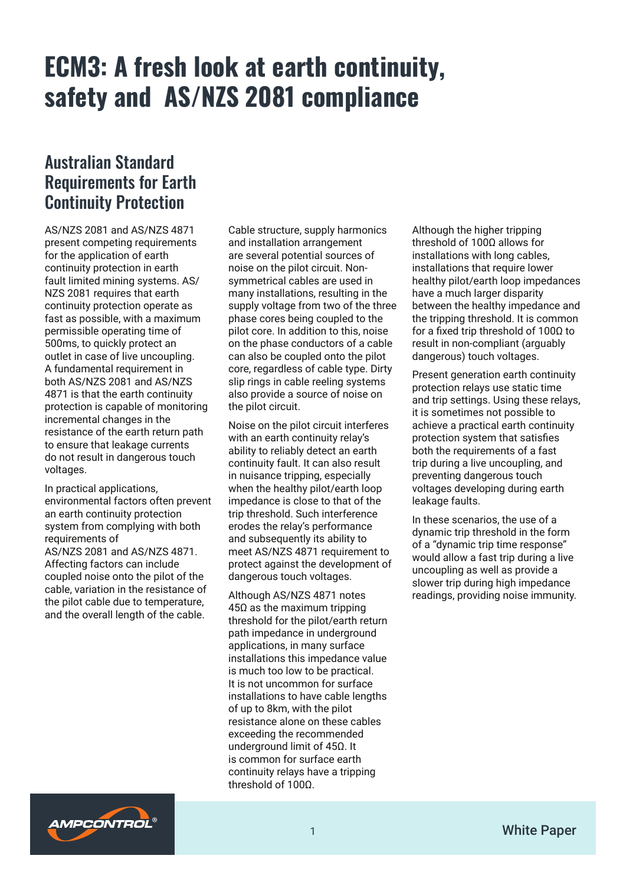# ECM3: A fresh look at earth continuity, safety and AS/NZS 2081 compliance

## Australian Standard Requirements for Earth Continuity Protection

AS/NZS 2081 and AS/NZS 4871 present competing requirements for the application of earth continuity protection in earth fault limited mining systems. AS/NZS 2081 requires that earth continuity protection operate as fast as possible, with a maximum permissible operating time of 500ms, to quickly protect an outlet in case of live uncoupling. A fundamental requirement in both AS/NZS 2081 and AS/NZS 4871 is that the earth continuity protection is capable of monitoring incremental changes in the resistance of the earth return path to ensure that leakage currents do not result in dangerous touch voltages.

In practical applications, environmental factors often prevent an earth continuity protection system from complying with both requirements of AS/NZS 2081 and AS/NZS 4871. Affecting factors can include coupled noise onto the pilot of the cable, variation in the resistance of the pilot cable due to temperature, and the overall length of the cable.

Cable structure, supply harmonics and installation arrangement are several potential sources of noise on the pilot circuit. Non-symmetrical cables are used in many installations, resulting in the supply voltage from two of the three phase cores being coupled to the pilot core. In addition to this, noise on the phase conductors of a cable can also be coupled onto the pilot core, regardless of cable type. Dirty slip rings in cable reeling systems also provide a source of noise on the pilot circuit.

Noise on the pilot circuit interferes with an earth continuity relay's ability to reliably detect an earth continuity fault. It can also result in nuisance tripping, especially when the healthy pilot/earth loop impedance is close to that of the trip threshold. Such interference erodes the relay's performance and subsequently its ability to meet AS/NZS 4871 requirement to protect against the development of dangerous touch voltages.

Although AS/NZS 4871 notes 45Ω as the maximum tripping threshold for the pilot/earth return path impedance in underground applications, in many surface installations this impedance value is much too low to be practical. It is not uncommon for surface installations to have cable lengths of up to 8km, with the pilot resistance alone on these cables exceeding the recommended underground limit of 45Ω. It is common for surface earth continuity relays have a tripping threshold of 100Ω.

Although the higher tripping threshold of 100Ω allows for installations with long cables, installations that require lower healthy pilot/earth loop impedances have a much larger disparity between the healthy impedance and the tripping threshold. It is common for a fixed trip threshold of 100Ω to result in non-compliant (arguably dangerous) touch voltages.

Present generation earth continuity protection relays use static time and trip settings. Using these relays, it is sometimes not possible to achieve a practical earth continuity protection system that satisfies both the requirements of a fast trip during a live uncoupling, and preventing dangerous touch voltages developing during earth leakage faults.

In these scenarios, the use of a dynamic trip threshold in the form of a "dynamic trip time response" would allow a fast trip during a live uncoupling as well as provide a slower trip during high impedance readings, providing noise immunity.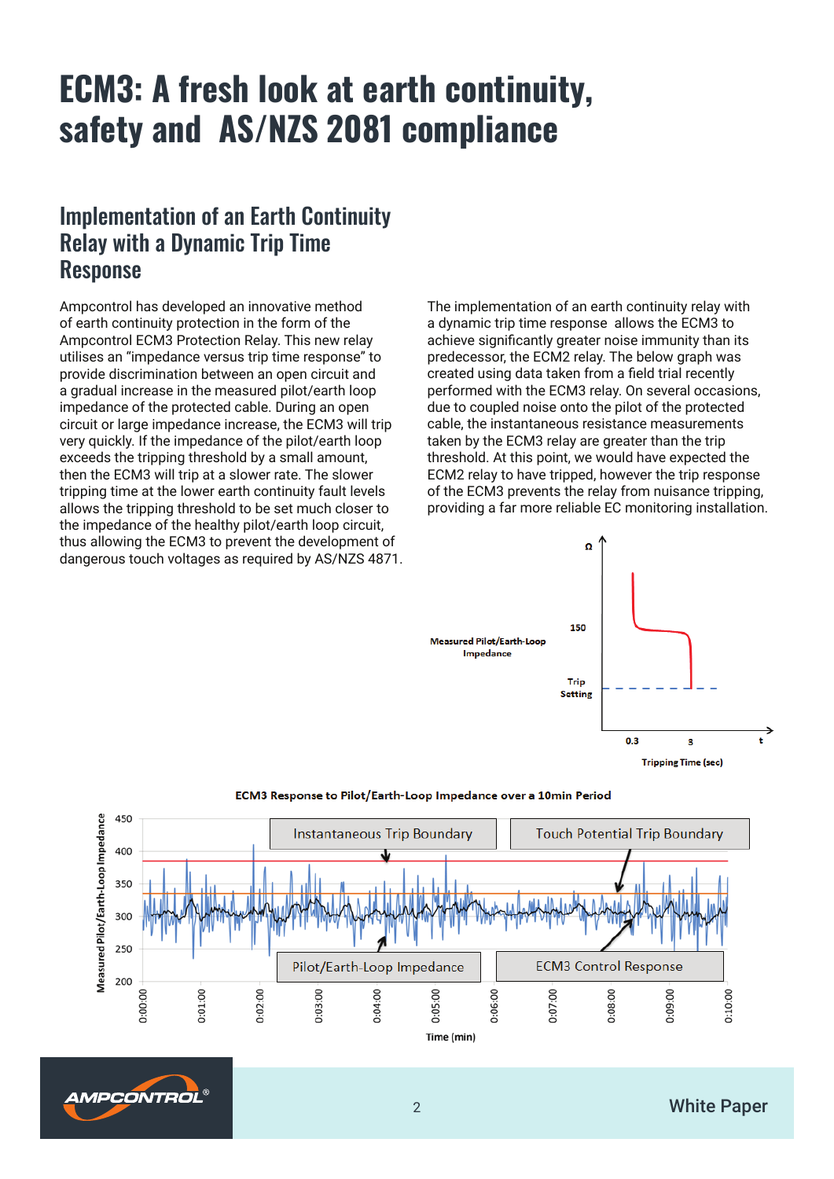# ECM3: A fresh look at earth continuity, safety and AS/NZS 2081 compliance

## Implementation of an Earth Continuity Relay with a Dynamic Trip Time Response

Ampcontrol has developed an innovative method of earth continuity protection in the form of the Ampcontrol ECM3 Protection Relay. This new relay utilises an "impedance versus trip time response" to provide discrimination between an open circuit and a gradual increase in the measured pilot/earth loop impedance of the protected cable. During an open circuit or large impedance increase, the ECM3 will trip very quickly. If the impedance of the pilot/earth loop exceeds the tripping threshold by a small amount, then the ECM3 will trip at a slower rate. The slower tripping time at the lower earth continuity fault levels allows the tripping threshold to be set much closer to the impedance of the healthy pilot/earth loop circuit, thus allowing the ECM3 to prevent the development of dangerous touch voltages as required by AS/NZS 4871.

The implementation of an earth continuity relay with a dynamic trip time response allows the ECM3 to achieve significantly greater noise immunity than its predecessor, the ECM2 relay. The below graph was created using data taken from a field trial recently performed with the ECM3 relay. On several occasions, due to coupled noise onto the pilot of the protected cable, the instantaneous resistance measurements taken by the ECM3 relay are greater than the trip threshold. At this point, we would have expected the ECM2 relay to have tripped, however the trip response of the ECM3 prevents the relay from nuisance tripping, providing a far more reliable EC monitoring installation.

Measured Pilot/Earth-Loop Impedance (Ω) — 150 — Trip Setting — Tripping Time (sec): 0.3, 3, t

ECM3 Response to Pilot/Earth-Loop Impedance over a 10min Period

Instantaneous Trip Boundary — Touch Potential Trip Boundary — Pilot/Earth-Loop Impedance — ECM3 Control Response

Measured Pilot/Earth-Loop Impedance: 200, 250, 300, 350, 400, 450

Time (min): 0:00:00, 0:01:00, 0:02:00, 0:03:00, 0:04:00, 0:05:00, 0:06:00, 0:07:00, 0:08:00, 0:09:00, 0:10:00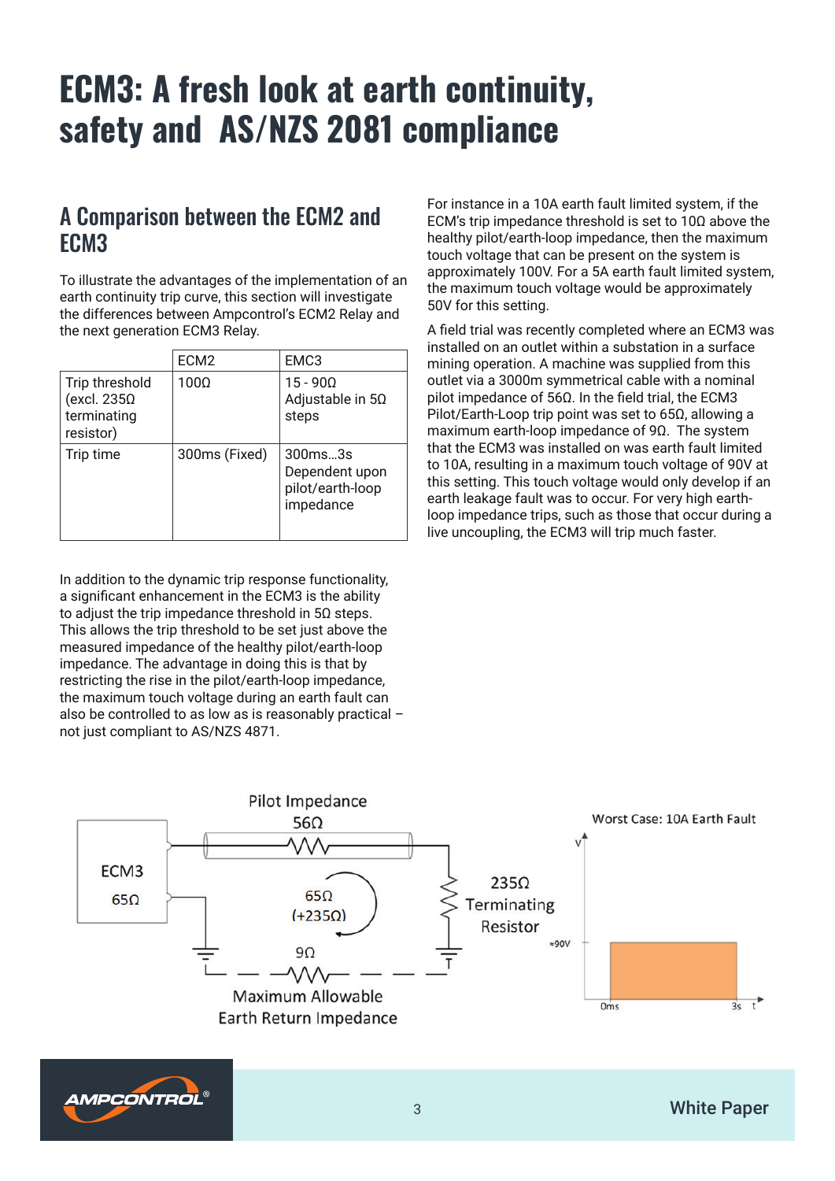# ECM3: A fresh look at earth continuity, safety and AS/NZS 2081 compliance

## A Comparison between the ECM2 and ECM3

To illustrate the advantages of the implementation of an earth continuity trip curve, this section will investigate the differences between Ampcontrol's ECM2 Relay and the next generation ECM3 Relay.

| | ECM2 | EMC3 |
|---|---|---|
| Trip threshold (excl. 235Ω terminating resistor) | 100Ω | 15 - 90Ω Adjustable in 5Ω steps |
| Trip time | 300ms (Fixed) | 300ms...3s Dependent upon pilot/earth-loop impedance |

In addition to the dynamic trip response functionality, a significant enhancement in the ECM3 is the ability to adjust the trip impedance threshold in 5Ω steps. This allows the trip threshold to be set just above the measured impedance of the healthy pilot/earth-loop impedance. The advantage in doing this is that by restricting the rise in the pilot/earth-loop impedance, the maximum touch voltage during an earth fault can also be controlled to as low as is reasonably practical – not just compliant to AS/NZS 4871.

For instance in a 10A earth fault limited system, if the ECM's trip impedance threshold is set to 10Ω above the healthy pilot/earth-loop impedance, then the maximum touch voltage that can be present on the system is approximately 100V. For a 5A earth fault limited system, the maximum touch voltage would be approximately 50V for this setting.

A field trial was recently completed where an ECM3 was installed on an outlet within a substation in a surface mining operation. A machine was supplied from this outlet via a 3000m symmetrical cable with a nominal pilot impedance of 56Ω. In the field trial, the ECM3 Pilot/Earth-Loop trip point was set to 65Ω, allowing a maximum earth-loop impedance of 9Ω. The system that the ECM3 was installed on was earth fault limited to 10A, resulting in a maximum touch voltage of 90V at this setting. This touch voltage would only develop if an earth leakage fault was to occur. For very high earth-loop impedance trips, such as those that occur during a live uncoupling, the ECM3 will trip much faster.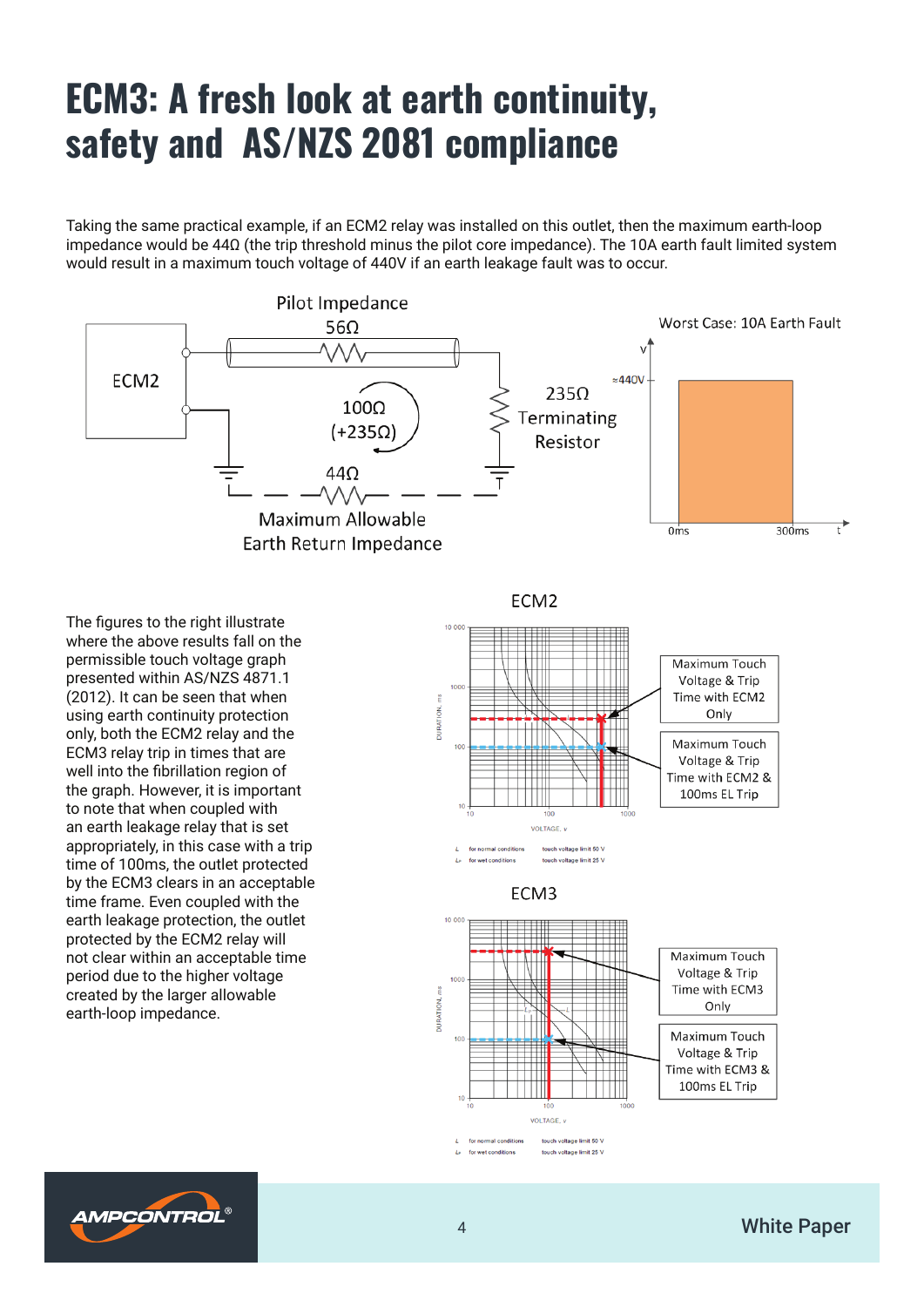# ECM3: A fresh look at earth continuity, safety and AS/NZS 2081 compliance

Taking the same practical example, if an ECM2 relay was installed on this outlet, then the maximum earth-loop impedance would be 44Ω (the trip threshold minus the pilot core impedance). The 10A earth fault limited system would result in a maximum touch voltage of 440V if an earth leakage fault was to occur.

Pilot Impedance 56Ω

ECM2

100Ω (+235Ω)

235Ω Terminating Resistor

44Ω Maximum Allowable Earth Return Impedance

Worst Case: 10A Earth Fault

≈440V

0ms 300ms

The figures to the right illustrate where the above results fall on the permissible touch voltage graph presented within AS/NZS 4871.1 (2012). It can be seen that when using earth continuity protection only, both the ECM2 relay and the ECM3 relay trip in times that are well into the fibrillation region of the graph. However, it is important to note that when coupled with an earth leakage relay that is set appropriately, in this case with a trip time of 100ms, the outlet protected by the ECM3 clears in an acceptable time frame. Even coupled with the earth leakage protection, the outlet protected by the ECM2 relay will not clear within an acceptable time period due to the higher voltage created by the larger allowable earth-loop impedance.

ECM2

Maximum Touch Voltage & Trip Time with ECM2 Only

Maximum Touch Voltage & Trip Time with ECM2 & 100ms EL Trip

ECM3

Maximum Touch Voltage & Trip Time with ECM3 Only

Maximum Touch Voltage & Trip Time with ECM3 & 100ms EL Trip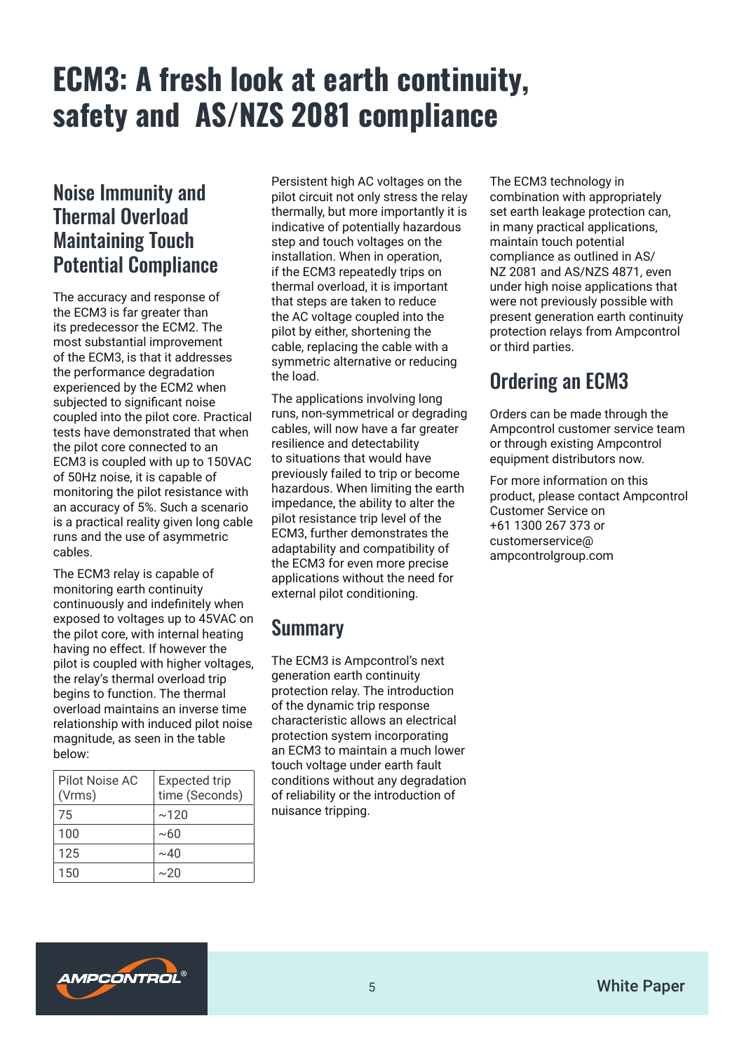# ECM3: A fresh look at earth continuity, safety and AS/NZS 2081 compliance

## Noise Immunity and Thermal Overload Maintaining Touch Potential Compliance

The accuracy and response of the ECM3 is far greater than its predecessor the ECM2. The most substantial improvement of the ECM3, is that it addresses the performance degradation experienced by the ECM2 when subjected to significant noise coupled into the pilot core. Practical tests have demonstrated that when the pilot core connected to an ECM3 is coupled with up to 150VAC of 50Hz noise, it is capable of monitoring the pilot resistance with an accuracy of 5%. Such a scenario is a practical reality given long cable runs and the use of asymmetric cables.

The ECM3 relay is capable of monitoring earth continuity continuously and indefinitely when exposed to voltages up to 45VAC on the pilot core, with internal heating having no effect. If however the pilot is coupled with higher voltages, the relay's thermal overload trip begins to function. The thermal overload maintains an inverse time relationship with induced pilot noise magnitude, as seen in the table below:

| Pilot Noise AC (Vrms) | Expected trip time (Seconds) |
| --- | --- |
| 75 | ~120 |
| 100 | ~60 |
| 125 | ~40 |
| 150 | ~20 |

Persistent high AC voltages on the pilot circuit not only stress the relay thermally, but more importantly it is indicative of potentially hazardous step and touch voltages on the installation. When in operation, if the ECM3 repeatedly trips on thermal overload, it is important that steps are taken to reduce the AC voltage coupled into the pilot by either, shortening the cable, replacing the cable with a symmetric alternative or reducing the load.

The applications involving long runs, non-symmetrical or degrading cables, will now have a far greater resilience and detectability to situations that would have previously failed to trip or become hazardous. When limiting the earth impedance, the ability to alter the pilot resistance trip level of the ECM3, further demonstrates the adaptability and compatibility of the ECM3 for even more precise applications without the need for external pilot conditioning.

## Summary

The ECM3 is Ampcontrol's next generation earth continuity protection relay. The introduction of the dynamic trip response characteristic allows an electrical protection system incorporating an ECM3 to maintain a much lower touch voltage under earth fault conditions without any degradation of reliability or the introduction of nuisance tripping.

The ECM3 technology in combination with appropriately set earth leakage protection can, in many practical applications, maintain touch potential compliance as outlined in AS/NZ 2081 and AS/NZS 4871, even under high noise applications that were not previously possible with present generation earth continuity protection relays from Ampcontrol or third parties.

## Ordering an ECM3

Orders can be made through the Ampcontrol customer service team or through existing Ampcontrol equipment distributors now.

For more information on this product, please contact Ampcontrol Customer Service on +61 1300 267 373 or customerservice@ampcontrolgroup.com

AMPCONTROL®

White Paper